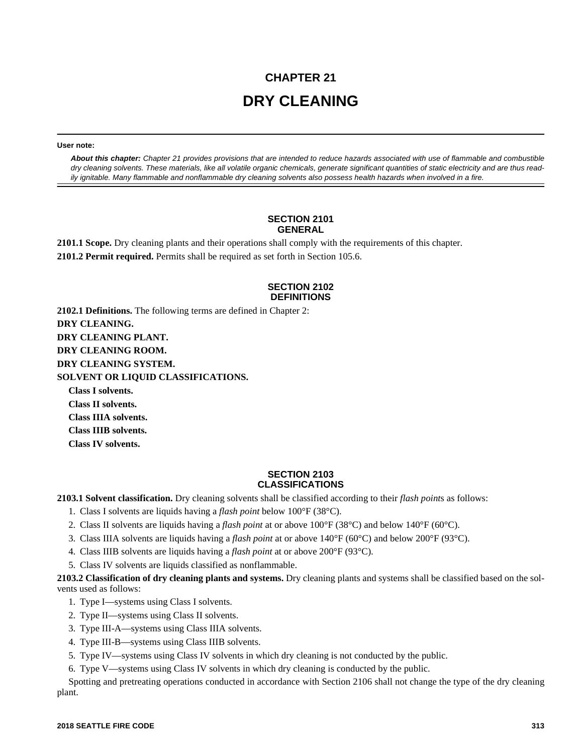# CHAPTER 21

# DRY CLEANING

**User note:**

***About this chapter:*** *Chapter 21 provides provisions that are intended to reduce hazards associated with use of flammable and combustible dry cleaning solvents. These materials, like all volatile organic chemicals, generate significant quantities of static electricity and are thus readily ignitable. Many flammable and nonflammable dry cleaning solvents also possess health hazards when involved in a fire.*

## SECTION 2101 GENERAL

**2101.1 Scope.** Dry cleaning plants and their operations shall comply with the requirements of this chapter.

**2101.2 Permit required.** Permits shall be required as set forth in Section 105.6.

## SECTION 2102 DEFINITIONS

**2102.1 Definitions.** The following terms are defined in Chapter 2:

**DRY CLEANING.**

**DRY CLEANING PLANT.**

**DRY CLEANING ROOM.**

**DRY CLEANING SYSTEM.**

**SOLVENT OR LIQUID CLASSIFICATIONS.**

**Class I solvents.**

**Class II solvents.**

**Class IIIA solvents.**

**Class IIIB solvents.**

**Class IV solvents.**

## SECTION 2103 CLASSIFICATIONS

**2103.1 Solvent classification.** Dry cleaning solvents shall be classified according to their *flash point*s as follows:

1. Class I solvents are liquids having a *flash point* below 100°F (38°C).
2. Class II solvents are liquids having a *flash point* at or above 100°F (38°C) and below 140°F (60°C).
3. Class IIIA solvents are liquids having a *flash point* at or above 140°F (60°C) and below 200°F (93°C).
4. Class IIIB solvents are liquids having a *flash point* at or above 200°F (93°C).
5. Class IV solvents are liquids classified as nonflammable.

**2103.2 Classification of dry cleaning plants and systems.** Dry cleaning plants and systems shall be classified based on the solvents used as follows:

1. Type I—systems using Class I solvents.
2. Type II—systems using Class II solvents.
3. Type III-A—systems using Class IIIA solvents.
4. Type III-B—systems using Class IIIB solvents.
5. Type IV—systems using Class IV solvents in which dry cleaning is not conducted by the public.
6. Type V—systems using Class IV solvents in which dry cleaning is conducted by the public.

Spotting and pretreating operations conducted in accordance with Section 2106 shall not change the type of the dry cleaning plant.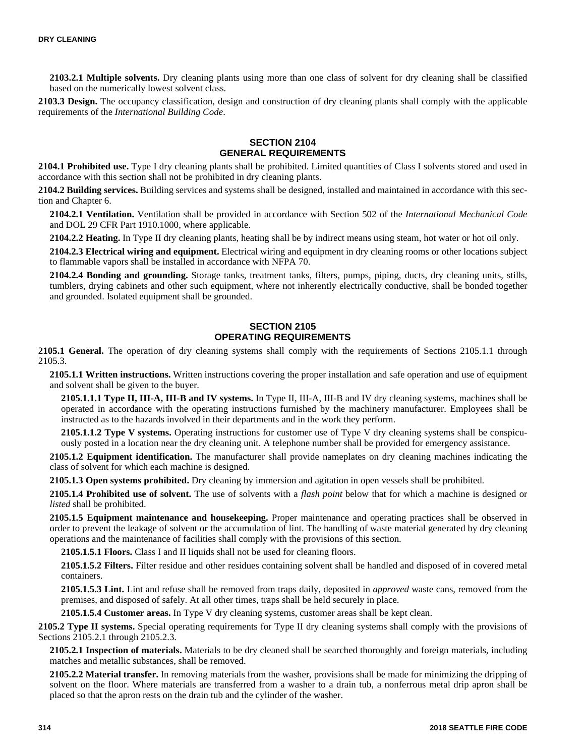**2103.2.1 Multiple solvents.** Dry cleaning plants using more than one class of solvent for dry cleaning shall be classified based on the numerically lowest solvent class.

**2103.3 Design.** The occupancy classification, design and construction of dry cleaning plants shall comply with the applicable requirements of the *International Building Code*.

## SECTION 2104 GENERAL REQUIREMENTS

**2104.1 Prohibited use.** Type I dry cleaning plants shall be prohibited. Limited quantities of Class I solvents stored and used in accordance with this section shall not be prohibited in dry cleaning plants.

**2104.2 Building services.** Building services and systems shall be designed, installed and maintained in accordance with this section and Chapter 6.

**2104.2.1 Ventilation.** Ventilation shall be provided in accordance with Section 502 of the *International Mechanical Code* and DOL 29 CFR Part 1910.1000, where applicable.

**2104.2.2 Heating.** In Type II dry cleaning plants, heating shall be by indirect means using steam, hot water or hot oil only.

**2104.2.3 Electrical wiring and equipment.** Electrical wiring and equipment in dry cleaning rooms or other locations subject to flammable vapors shall be installed in accordance with NFPA 70.

**2104.2.4 Bonding and grounding.** Storage tanks, treatment tanks, filters, pumps, piping, ducts, dry cleaning units, stills, tumblers, drying cabinets and other such equipment, where not inherently electrically conductive, shall be bonded together and grounded. Isolated equipment shall be grounded.

## SECTION 2105 OPERATING REQUIREMENTS

**2105.1 General.** The operation of dry cleaning systems shall comply with the requirements of Sections 2105.1.1 through 2105.3.

**2105.1.1 Written instructions.** Written instructions covering the proper installation and safe operation and use of equipment and solvent shall be given to the buyer.

**2105.1.1.1 Type II, III-A, III-B and IV systems.** In Type II, III-A, III-B and IV dry cleaning systems, machines shall be operated in accordance with the operating instructions furnished by the machinery manufacturer. Employees shall be instructed as to the hazards involved in their departments and in the work they perform.

**2105.1.1.2 Type V systems.** Operating instructions for customer use of Type V dry cleaning systems shall be conspicuously posted in a location near the dry cleaning unit. A telephone number shall be provided for emergency assistance.

**2105.1.2 Equipment identification.** The manufacturer shall provide nameplates on dry cleaning machines indicating the class of solvent for which each machine is designed.

**2105.1.3 Open systems prohibited.** Dry cleaning by immersion and agitation in open vessels shall be prohibited.

**2105.1.4 Prohibited use of solvent.** The use of solvents with a *flash point* below that for which a machine is designed or *listed* shall be prohibited.

**2105.1.5 Equipment maintenance and housekeeping.** Proper maintenance and operating practices shall be observed in order to prevent the leakage of solvent or the accumulation of lint. The handling of waste material generated by dry cleaning operations and the maintenance of facilities shall comply with the provisions of this section.

**2105.1.5.1 Floors.** Class I and II liquids shall not be used for cleaning floors.

**2105.1.5.2 Filters.** Filter residue and other residues containing solvent shall be handled and disposed of in covered metal containers.

**2105.1.5.3 Lint.** Lint and refuse shall be removed from traps daily, deposited in *approved* waste cans, removed from the premises, and disposed of safely. At all other times, traps shall be held securely in place.

**2105.1.5.4 Customer areas.** In Type V dry cleaning systems, customer areas shall be kept clean.

**2105.2 Type II systems.** Special operating requirements for Type II dry cleaning systems shall comply with the provisions of Sections 2105.2.1 through 2105.2.3.

**2105.2.1 Inspection of materials.** Materials to be dry cleaned shall be searched thoroughly and foreign materials, including matches and metallic substances, shall be removed.

**2105.2.2 Material transfer.** In removing materials from the washer, provisions shall be made for minimizing the dripping of solvent on the floor. Where materials are transferred from a washer to a drain tub, a nonferrous metal drip apron shall be placed so that the apron rests on the drain tub and the cylinder of the washer.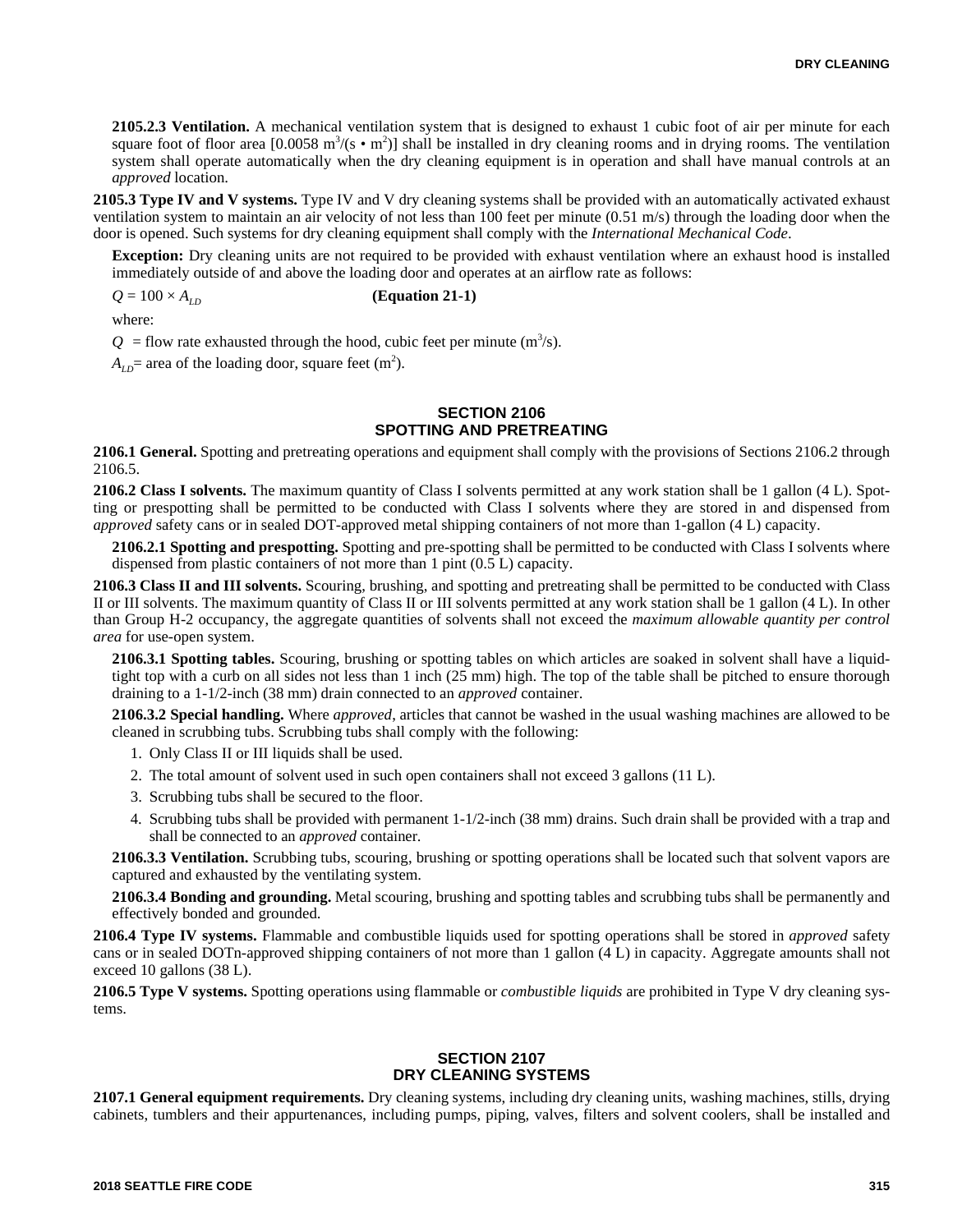**2105.2.3 Ventilation.** A mechanical ventilation system that is designed to exhaust 1 cubic foot of air per minute for each square foot of floor area [0.0058 $m^3/(s \cdot m^2)$] shall be installed in dry cleaning rooms and in drying rooms. The ventilation system shall operate automatically when the dry cleaning equipment is in operation and shall have manual controls at an *approved* location.

**2105.3 Type IV and V systems.** Type IV and V dry cleaning systems shall be provided with an automatically activated exhaust ventilation system to maintain an air velocity of not less than 100 feet per minute (0.51 m/s) through the loading door when the door is opened. Such systems for dry cleaning equipment shall comply with the *International Mechanical Code*.

**Exception:** Dry cleaning units are not required to be provided with exhaust ventilation where an exhaust hood is installed immediately outside of and above the loading door and operates at an airflow rate as follows:

$$Q = 100 \times A_{LD} \qquad \textbf{(Equation 21-1)}$$

where:

$Q$ = flow rate exhausted through the hood, cubic feet per minute ($m^3/s$).

$A_{LD}$ = area of the loading door, square feet ($m^2$).

## SECTION 2106 SPOTTING AND PRETREATING

**2106.1 General.** Spotting and pretreating operations and equipment shall comply with the provisions of Sections 2106.2 through 2106.5.

**2106.2 Class I solvents.** The maximum quantity of Class I solvents permitted at any work station shall be 1 gallon (4 L). Spotting or prespotting shall be permitted to be conducted with Class I solvents where they are stored in and dispensed from *approved* safety cans or in sealed DOT-approved metal shipping containers of not more than 1-gallon (4 L) capacity.

**2106.2.1 Spotting and prespotting.** Spotting and pre-spotting shall be permitted to be conducted with Class I solvents where dispensed from plastic containers of not more than 1 pint (0.5 L) capacity.

**2106.3 Class II and III solvents.** Scouring, brushing, and spotting and pretreating shall be permitted to be conducted with Class II or III solvents. The maximum quantity of Class II or III solvents permitted at any work station shall be 1 gallon (4 L). In other than Group H-2 occupancy, the aggregate quantities of solvents shall not exceed the *maximum allowable quantity per control area* for use-open system.

**2106.3.1 Spotting tables.** Scouring, brushing or spotting tables on which articles are soaked in solvent shall have a liquid-tight top with a curb on all sides not less than 1 inch (25 mm) high. The top of the table shall be pitched to ensure thorough draining to a 1-1/2-inch (38 mm) drain connected to an *approved* container.

**2106.3.2 Special handling.** Where *approved*, articles that cannot be washed in the usual washing machines are allowed to be cleaned in scrubbing tubs. Scrubbing tubs shall comply with the following:

1. Only Class II or III liquids shall be used.
2. The total amount of solvent used in such open containers shall not exceed 3 gallons (11 L).
3. Scrubbing tubs shall be secured to the floor.
4. Scrubbing tubs shall be provided with permanent 1-1/2-inch (38 mm) drains. Such drain shall be provided with a trap and shall be connected to an *approved* container.

**2106.3.3 Ventilation.** Scrubbing tubs, scouring, brushing or spotting operations shall be located such that solvent vapors are captured and exhausted by the ventilating system.

**2106.3.4 Bonding and grounding.** Metal scouring, brushing and spotting tables and scrubbing tubs shall be permanently and effectively bonded and grounded.

**2106.4 Type IV systems.** Flammable and combustible liquids used for spotting operations shall be stored in *approved* safety cans or in sealed DOTn-approved shipping containers of not more than 1 gallon (4 L) in capacity. Aggregate amounts shall not exceed 10 gallons (38 L).

**2106.5 Type V systems.** Spotting operations using flammable or *combustible liquids* are prohibited in Type V dry cleaning systems.

## SECTION 2107 DRY CLEANING SYSTEMS

**2107.1 General equipment requirements.** Dry cleaning systems, including dry cleaning units, washing machines, stills, drying cabinets, tumblers and their appurtenances, including pumps, piping, valves, filters and solvent coolers, shall be installed and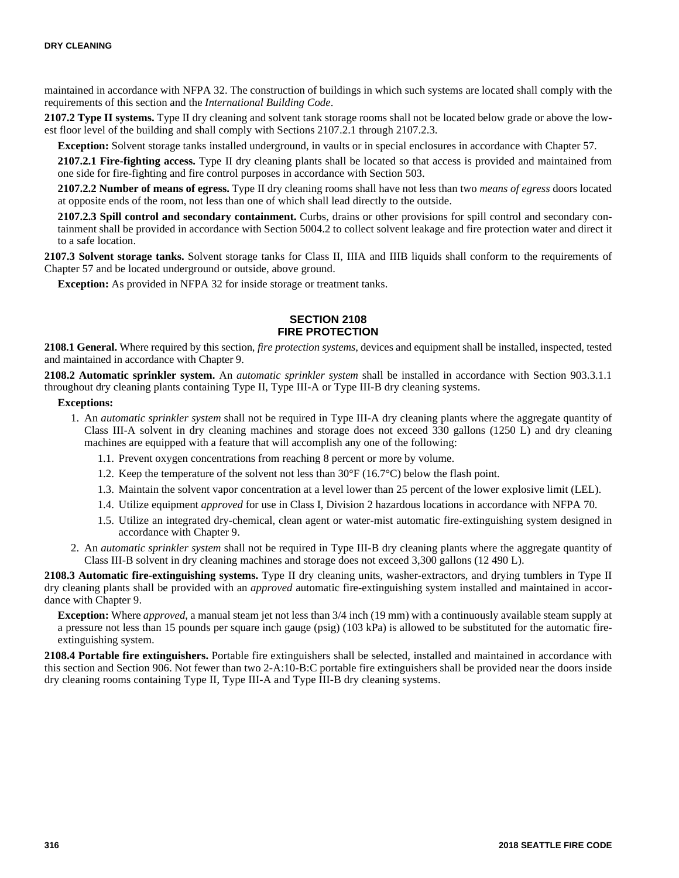maintained in accordance with NFPA 32. The construction of buildings in which such systems are located shall comply with the requirements of this section and the *International Building Code*.

**2107.2 Type II systems.** Type II dry cleaning and solvent tank storage rooms shall not be located below grade or above the lowest floor level of the building and shall comply with Sections 2107.2.1 through 2107.2.3.

**Exception:** Solvent storage tanks installed underground, in vaults or in special enclosures in accordance with Chapter 57.

**2107.2.1 Fire-fighting access.** Type II dry cleaning plants shall be located so that access is provided and maintained from one side for fire-fighting and fire control purposes in accordance with Section 503.

**2107.2.2 Number of means of egress.** Type II dry cleaning rooms shall have not less than two *means of egress* doors located at opposite ends of the room, not less than one of which shall lead directly to the outside.

**2107.2.3 Spill control and secondary containment.** Curbs, drains or other provisions for spill control and secondary containment shall be provided in accordance with Section 5004.2 to collect solvent leakage and fire protection water and direct it to a safe location.

**2107.3 Solvent storage tanks.** Solvent storage tanks for Class II, IIIA and IIIB liquids shall conform to the requirements of Chapter 57 and be located underground or outside, above ground.

**Exception:** As provided in NFPA 32 for inside storage or treatment tanks.

## SECTION 2108
## FIRE PROTECTION

**2108.1 General.** Where required by this section, *fire protection systems*, devices and equipment shall be installed, inspected, tested and maintained in accordance with Chapter 9.

**2108.2 Automatic sprinkler system.** An *automatic sprinkler system* shall be installed in accordance with Section 903.3.1.1 throughout dry cleaning plants containing Type II, Type III-A or Type III-B dry cleaning systems.

**Exceptions:**

1. An *automatic sprinkler system* shall not be required in Type III-A dry cleaning plants where the aggregate quantity of Class III-A solvent in dry cleaning machines and storage does not exceed 330 gallons (1250 L) and dry cleaning machines are equipped with a feature that will accomplish any one of the following:
   - 1.1. Prevent oxygen concentrations from reaching 8 percent or more by volume.
   - 1.2. Keep the temperature of the solvent not less than 30°F (16.7°C) below the flash point.
   - 1.3. Maintain the solvent vapor concentration at a level lower than 25 percent of the lower explosive limit (LEL).
   - 1.4. Utilize equipment *approved* for use in Class I, Division 2 hazardous locations in accordance with NFPA 70.
   - 1.5. Utilize an integrated dry-chemical, clean agent or water-mist automatic fire-extinguishing system designed in accordance with Chapter 9.
2. An *automatic sprinkler system* shall not be required in Type III-B dry cleaning plants where the aggregate quantity of Class III-B solvent in dry cleaning machines and storage does not exceed 3,300 gallons (12 490 L).

**2108.3 Automatic fire-extinguishing systems.** Type II dry cleaning units, washer-extractors, and drying tumblers in Type II dry cleaning plants shall be provided with an *approved* automatic fire-extinguishing system installed and maintained in accordance with Chapter 9.

**Exception:** Where *approved*, a manual steam jet not less than 3/4 inch (19 mm) with a continuously available steam supply at a pressure not less than 15 pounds per square inch gauge (psig) (103 kPa) is allowed to be substituted for the automatic fire-extinguishing system.

**2108.4 Portable fire extinguishers.** Portable fire extinguishers shall be selected, installed and maintained in accordance with this section and Section 906. Not fewer than two 2-A:10-B:C portable fire extinguishers shall be provided near the doors inside dry cleaning rooms containing Type II, Type III-A and Type III-B dry cleaning systems.